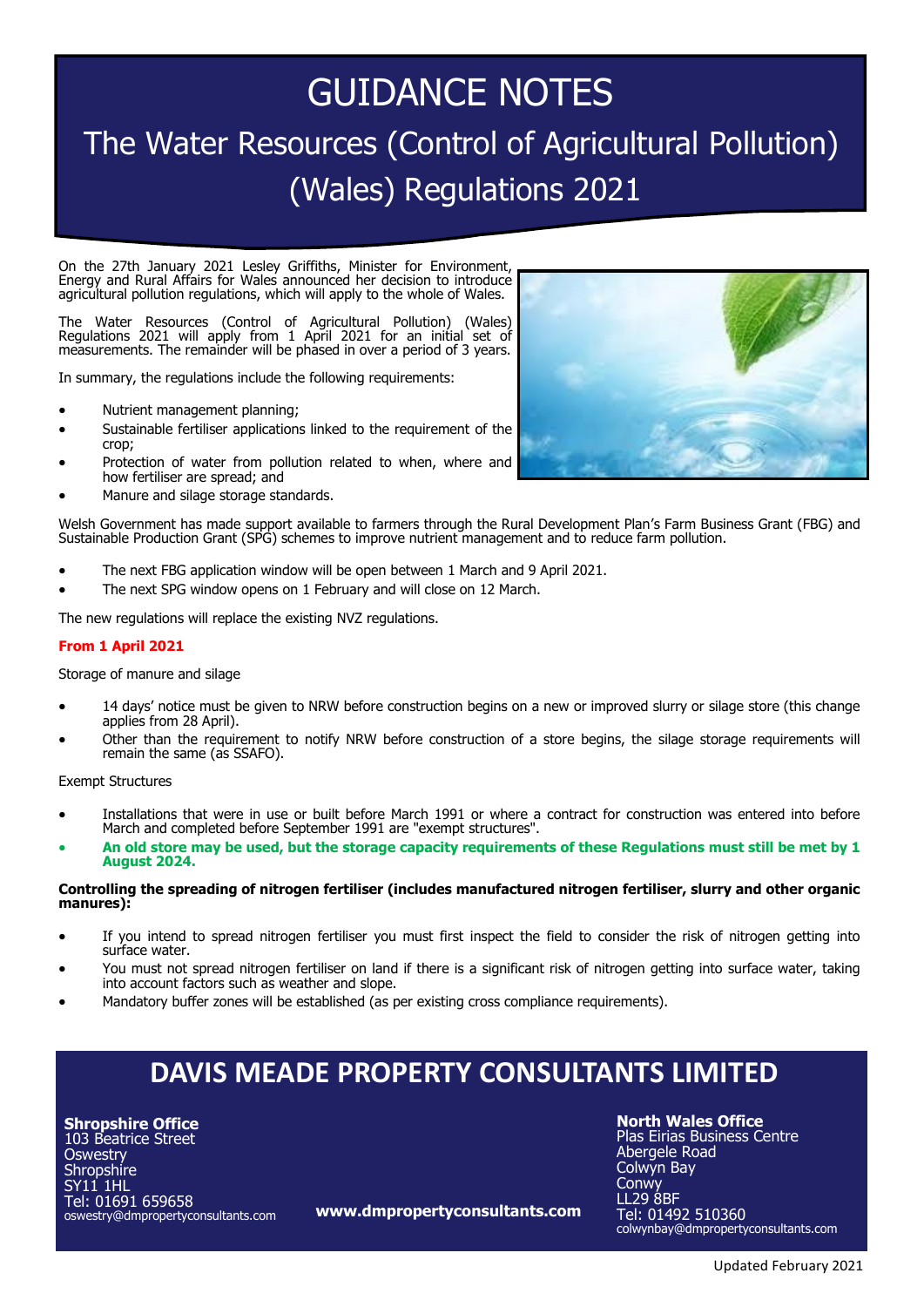# GUIDANCE NOTES

## The Water Resources (Control of Agricultural Pollution) (Wales) Regulations 2021

On the 27th January 2021 Lesley Griffiths, Minister for Environment, Energy and Rural Affairs for Wales announced her decision to introduce agricultural pollution regulations, which will apply to the whole of Wales.

The Water Resources (Control of Agricultural Pollution) (Wales) Regulations 2021 will apply from 1 April 2021 for an initial set of measurements. The remainder will be phased in over a period of 3 years.

In summary, the regulations include the following requirements:

- Nutrient management planning;
- Sustainable fertiliser applications linked to the requirement of the crop;
- Protection of water from pollution related to when, where and how fertiliser are spread; and
- Manure and silage storage standards.

Welsh Government has made support available to farmers through the Rural Development Plan's Farm Business Grant (FBG) and Sustainable Production Grant (SPG) schemes to improve nutrient management and to reduce farm pollution.

- The next FBG application window will be open between 1 March and 9 April 2021.
- The next SPG window opens on 1 February and will close on 12 March.

The new regulations will replace the existing NVZ regulations.

**From 1 April 2021**

Storage of manure and silage

- 14 days' notice must be given to NRW before construction begins on a new or improved slurry or silage store (this change applies from 28 April).
- Other than the requirement to notify NRW before construction of a store begins, the silage storage requirements will remain the same (as SSAFO).

Exempt Structures

- Installations that were in use or built before March 1991 or where a contract for construction was entered into before March and completed before September 1991 are "exempt structures".
- **An old store may be used, but the storage capacity requirements of these Regulations must still be met by 1 August 2024.**

**Controlling the spreading of nitrogen fertiliser (includes manufactured nitrogen fertiliser, slurry and other organic manures):**

- If you intend to spread nitrogen fertiliser you must first inspect the field to consider the risk of nitrogen getting into surface water.
- You must not spread nitrogen fertiliser on land if there is a significant risk of nitrogen getting into surface water, taking into account factors such as weather and slope.
- Mandatory buffer zones will be established (as per existing cross compliance requirements).

## DAVIS MEADE PROPERTY CONSULTANTS LIMITED

**Shropshire Office**
103 Beatrice Street
Oswestry
Shropshire
SY11 1HL
Tel: 01691 659658
oswestry@dmpropertyconsultants.com

**www.dmpropertyconsultants.com**

**North Wales Office**
Plas Eirias Business Centre
Abergele Road
Colwyn Bay
Conwy
LL29 8BF
Tel: 01492 510360
colwynbay@dmpropertyconsultants.com

Updated February 2021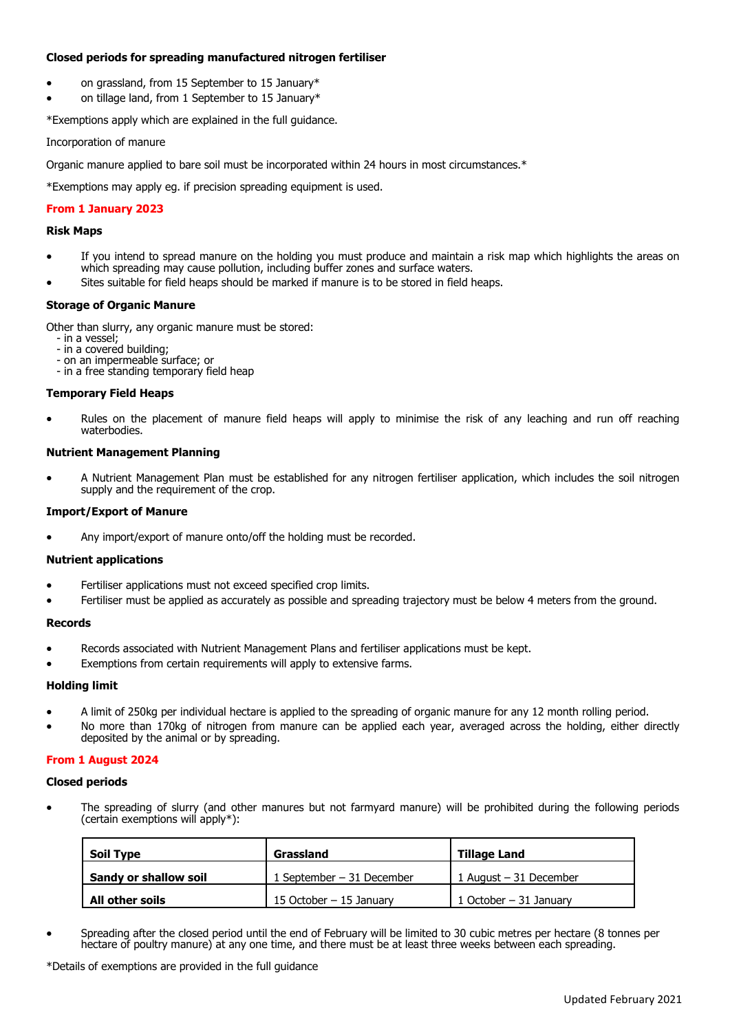**Closed periods for spreading manufactured nitrogen fertiliser**

- on grassland, from 15 September to 15 January*
- on tillage land, from 1 September to 15 January*

*Exemptions apply which are explained in the full guidance.

Incorporation of manure

Organic manure applied to bare soil must be incorporated within 24 hours in most circumstances.*

*Exemptions may apply eg. if precision spreading equipment is used.

## From 1 January 2023

**Risk Maps**

- If you intend to spread manure on the holding you must produce and maintain a risk map which highlights the areas on which spreading may cause pollution, including buffer zones and surface waters.
- Sites suitable for field heaps should be marked if manure is to be stored in field heaps.

**Storage of Organic Manure**

Other than slurry, any organic manure must be stored:
- in a vessel;
- in a covered building;
- on an impermeable surface; or
- in a free standing temporary field heap

**Temporary Field Heaps**

- Rules on the placement of manure field heaps will apply to minimise the risk of any leaching and run off reaching waterbodies.

**Nutrient Management Planning**

- A Nutrient Management Plan must be established for any nitrogen fertiliser application, which includes the soil nitrogen supply and the requirement of the crop.

**Import/Export of Manure**

- Any import/export of manure onto/off the holding must be recorded.

**Nutrient applications**

- Fertiliser applications must not exceed specified crop limits.
- Fertiliser must be applied as accurately as possible and spreading trajectory must be below 4 meters from the ground.

**Records**

- Records associated with Nutrient Management Plans and fertiliser applications must be kept.
- Exemptions from certain requirements will apply to extensive farms.

**Holding limit**

- A limit of 250kg per individual hectare is applied to the spreading of organic manure for any 12 month rolling period.
- No more than 170kg of nitrogen from manure can be applied each year, averaged across the holding, either directly deposited by the animal or by spreading.

## From 1 August 2024

**Closed periods**

- The spreading of slurry (and other manures but not farmyard manure) will be prohibited during the following periods (certain exemptions will apply*):

| Soil Type | Grassland | Tillage Land |
|---|---|---|
| **Sandy or shallow soil** | 1 September – 31 December | 1 August – 31 December |
| **All other soils** | 15 October – 15 January | 1 October – 31 January |

- Spreading after the closed period until the end of February will be limited to 30 cubic metres per hectare (8 tonnes per hectare of poultry manure) at any one time, and there must be at least three weeks between each spreading.

*Details of exemptions are provided in the full guidance

Updated February 2021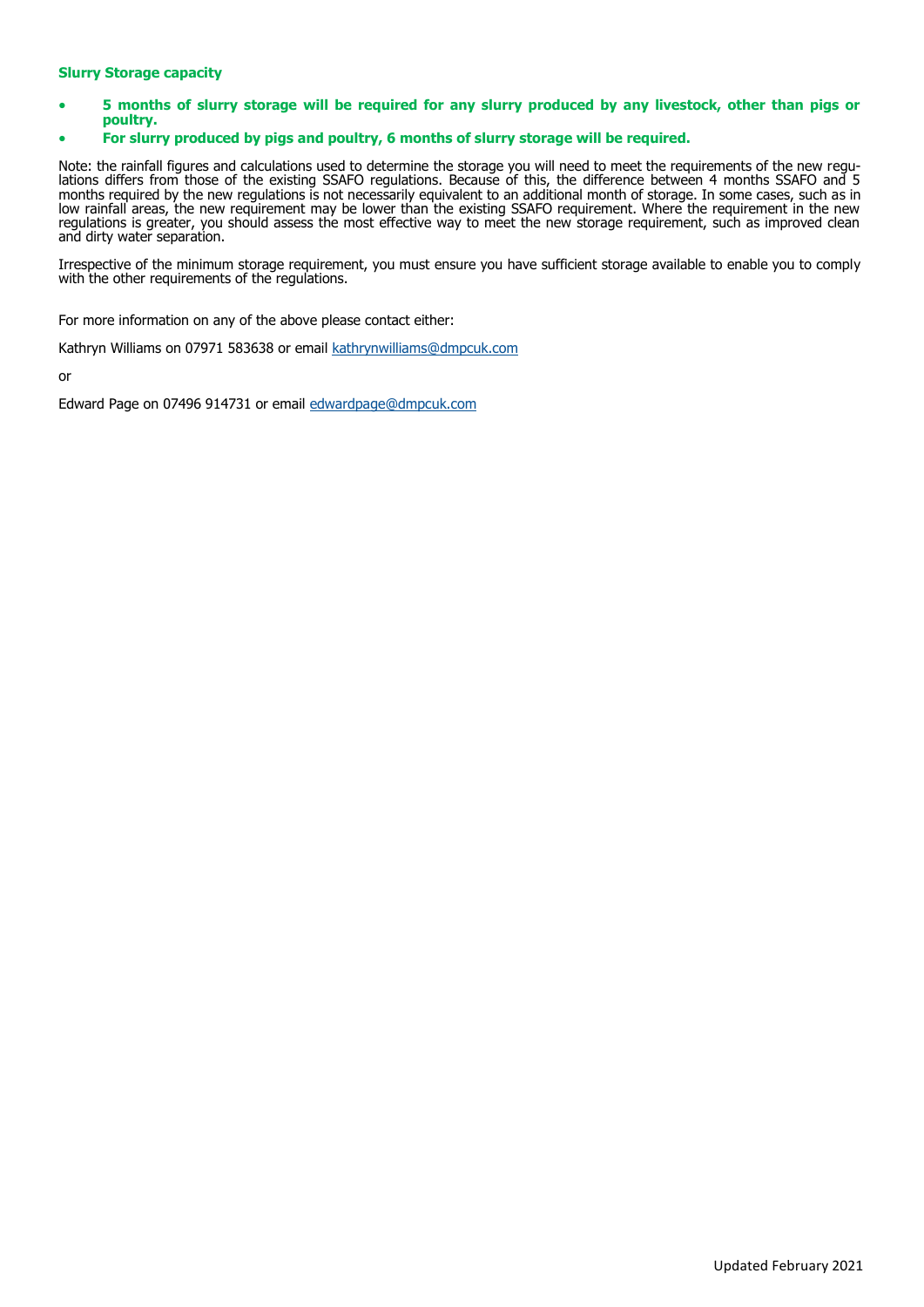### Slurry Storage capacity

- **5 months of slurry storage will be required for any slurry produced by any livestock, other than pigs or poultry.**
- **For slurry produced by pigs and poultry, 6 months of slurry storage will be required.**

Note: the rainfall figures and calculations used to determine the storage you will need to meet the requirements of the new regulations differs from those of the existing SSAFO regulations. Because of this, the difference between 4 months SSAFO and 5 months required by the new regulations is not necessarily equivalent to an additional month of storage. In some cases, such as in low rainfall areas, the new requirement may be lower than the existing SSAFO requirement. Where the requirement in the new regulations is greater, you should assess the most effective way to meet the new storage requirement, such as improved clean and dirty water separation.

Irrespective of the minimum storage requirement, you must ensure you have sufficient storage available to enable you to comply with the other requirements of the regulations.

For more information on any of the above please contact either:

Kathryn Williams on 07971 583638 or email kathrynwilliams@dmpcuk.com

or

Edward Page on 07496 914731 or email edwardpage@dmpcuk.com

Updated February 2021